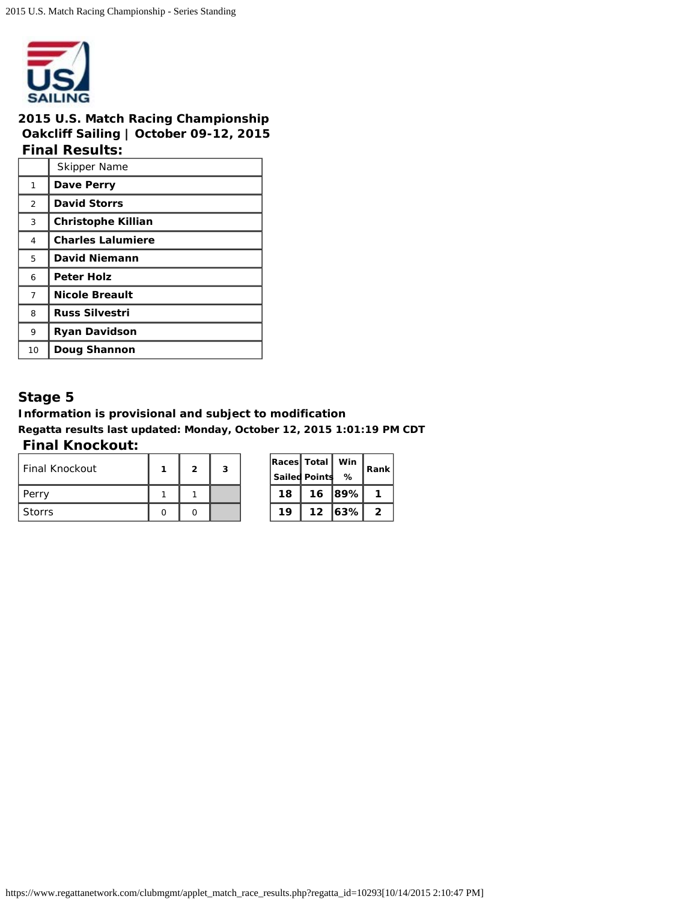## 2015 U.S. Match Racing Championship
### Oakcliff Sailing | October 09-12, 2015
### Final Results:

| | Skipper Name |
|---|---|
| 1 | **Dave Perry** |
| 2 | **David Storrs** |
| 3 | **Christophe Killian** |
| 4 | **Charles Lalumiere** |
| 5 | **David Niemann** |
| 6 | **Peter Holz** |
| 7 | **Nicole Breault** |
| 8 | **Russ Silvestri** |
| 9 | **Ryan Davidson** |
| 10 | **Doug Shannon** |

## Stage 5

**Information is provisional and subject to modification**

**Regatta results last updated: Monday, October 12, 2015 1:01:19 PM CDT**

### Final Knockout:

| Final Knockout | 1 | 2 | 3 | Races Sailed | Total Points | Win % | Rank |
|---|---|---|---|---|---|---|---|
| Perry | 1 | 1 | | **18** | **16** | **89%** | **1** |
| Storrs | 0 | 0 | | **19** | **12** | **63%** | **2** |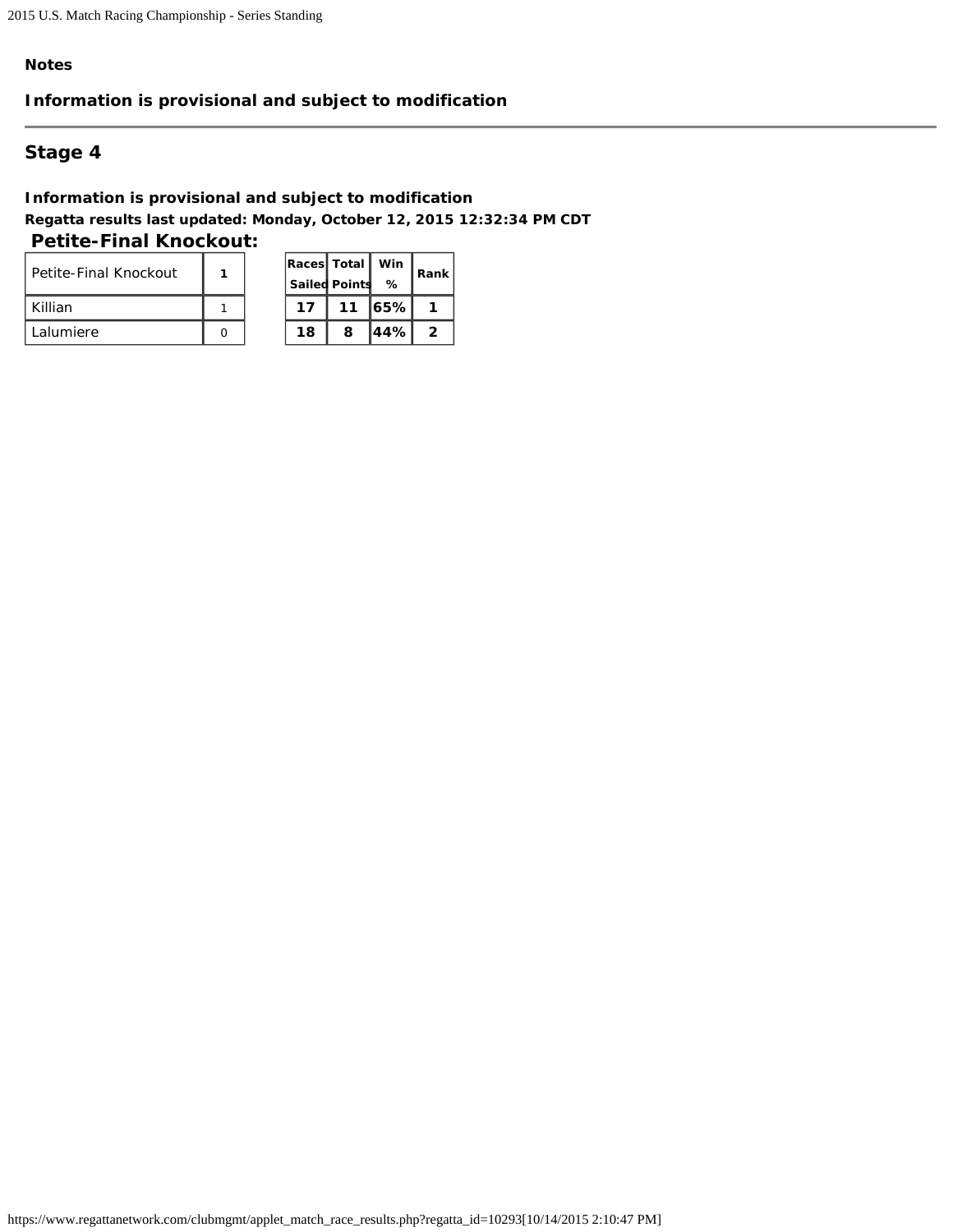**Notes**

**Information is provisional and subject to modification**

---

## Stage 4

**Information is provisional and subject to modification**

**Regatta results last updated: Monday, October 12, 2015 12:32:34 PM CDT**

### Petite-Final Knockout:

| Petite-Final Knockout | 1 | Races Sailed | Total Points | Win % | Rank |
|---|---|---|---|---|---|
| Killian | 1 | 17 | 11 | 65% | 1 |
| Lalumiere | 0 | 18 | 8 | 44% | 2 |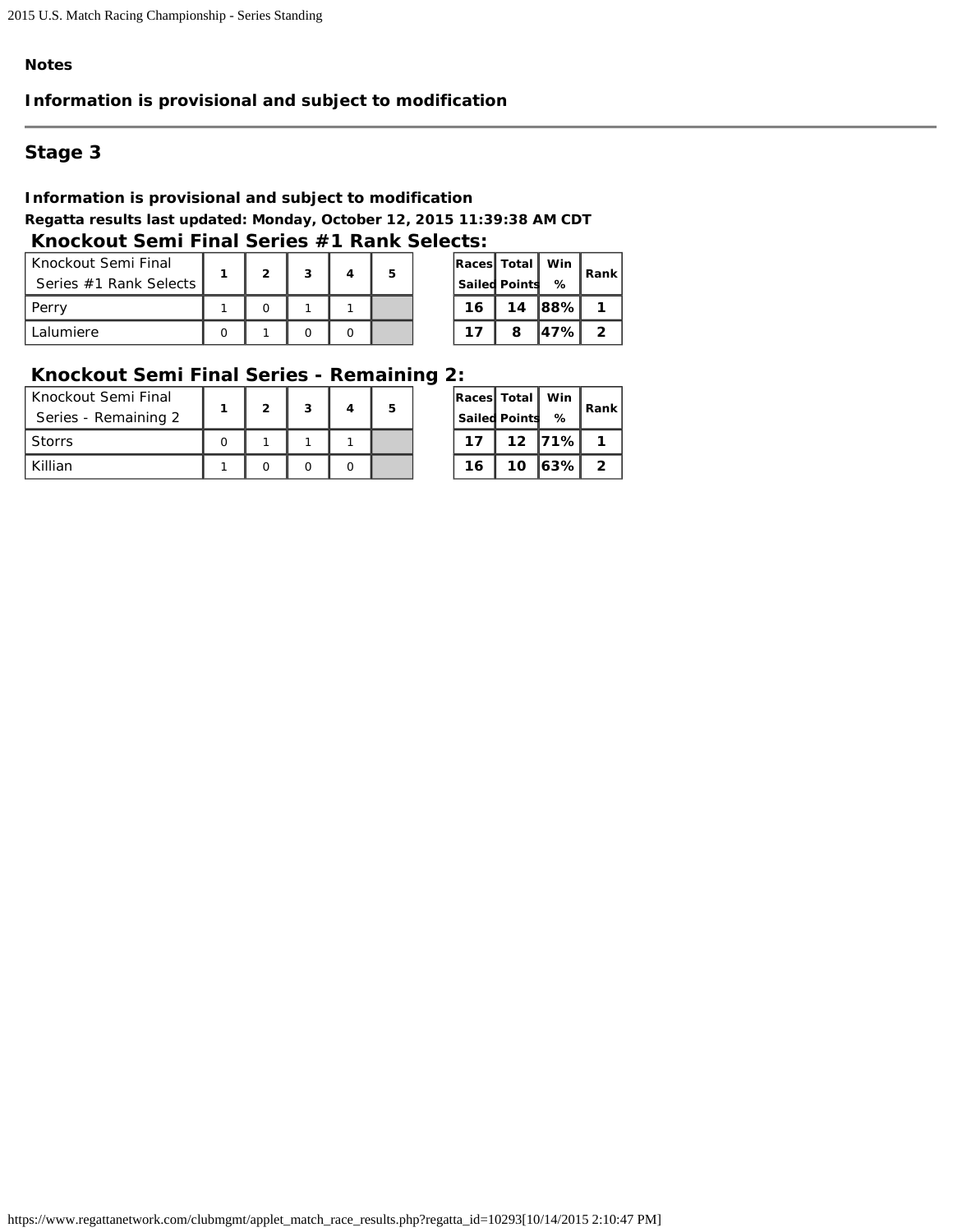**Notes**

**Information is provisional and subject to modification**

---

## Stage 3

**Information is provisional and subject to modification**

**Regatta results last updated: Monday, October 12, 2015 11:39:38 AM CDT**

### Knockout Semi Final Series #1 Rank Selects:

| Knockout Semi Final Series #1 Rank Selects | 1 | 2 | 3 | 4 | 5 | | Races Sailed | Total Points | Win % | Rank |
|---|---|---|---|---|---|---|---|---|---|---|
| Perry | 1 | 0 | 1 | 1 | | | **16** | **14** | **88%** | **1** |
| Lalumiere | 0 | 1 | 0 | 0 | | | **17** | **8** | **47%** | **2** |

### Knockout Semi Final Series - Remaining 2:

| Knockout Semi Final Series - Remaining 2 | 1 | 2 | 3 | 4 | 5 | | Races Sailed | Total Points | Win % | Rank |
|---|---|---|---|---|---|---|---|---|---|---|
| Storrs | 0 | 1 | 1 | 1 | | | **17** | **12** | **71%** | **1** |
| Killian | 1 | 0 | 0 | 0 | | | **16** | **10** | **63%** | **2** |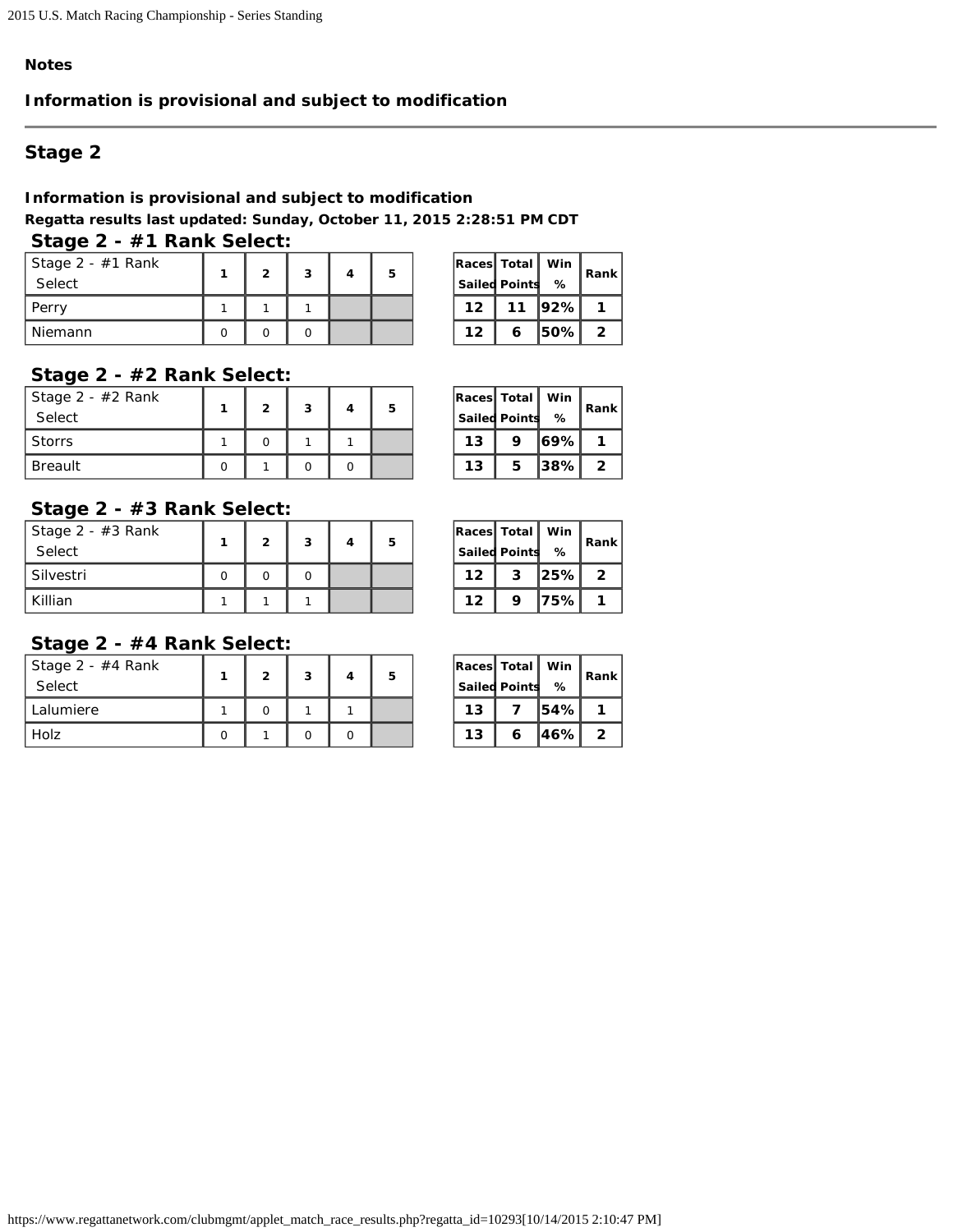**Notes**

**Information is provisional and subject to modification**

---

## Stage 2

**Information is provisional and subject to modification**

**Regatta results last updated: Sunday, October 11, 2015 2:28:51 PM CDT**

### Stage 2 - #1 Rank Select:

| Stage 2 - #1 Rank Select | 1 | 2 | 3 | 4 | 5 | Races Sailed | Total Points | Win % | Rank |
|---|---|---|---|---|---|---|---|---|---|
| Perry | 1 | 1 | 1 | | | 12 | 11 | 92% | 1 |
| Niemann | 0 | 0 | 0 | | | 12 | 6 | 50% | 2 |

### Stage 2 - #2 Rank Select:

| Stage 2 - #2 Rank Select | 1 | 2 | 3 | 4 | 5 | Races Sailed | Total Points | Win % | Rank |
|---|---|---|---|---|---|---|---|---|---|
| Storrs | 1 | 0 | 1 | 1 | | 13 | 9 | 69% | 1 |
| Breault | 0 | 1 | 0 | 0 | | 13 | 5 | 38% | 2 |

### Stage 2 - #3 Rank Select:

| Stage 2 - #3 Rank Select | 1 | 2 | 3 | 4 | 5 | Races Sailed | Total Points | Win % | Rank |
|---|---|---|---|---|---|---|---|---|---|
| Silvestri | 0 | 0 | 0 | | | 12 | 3 | 25% | 2 |
| Killian | 1 | 1 | 1 | | | 12 | 9 | 75% | 1 |

### Stage 2 - #4 Rank Select:

| Stage 2 - #4 Rank Select | 1 | 2 | 3 | 4 | 5 | Races Sailed | Total Points | Win % | Rank |
|---|---|---|---|---|---|---|---|---|---|
| Lalumiere | 1 | 0 | 1 | 1 | | 13 | 7 | 54% | 1 |
| Holz | 0 | 1 | 0 | 0 | | 13 | 6 | 46% | 2 |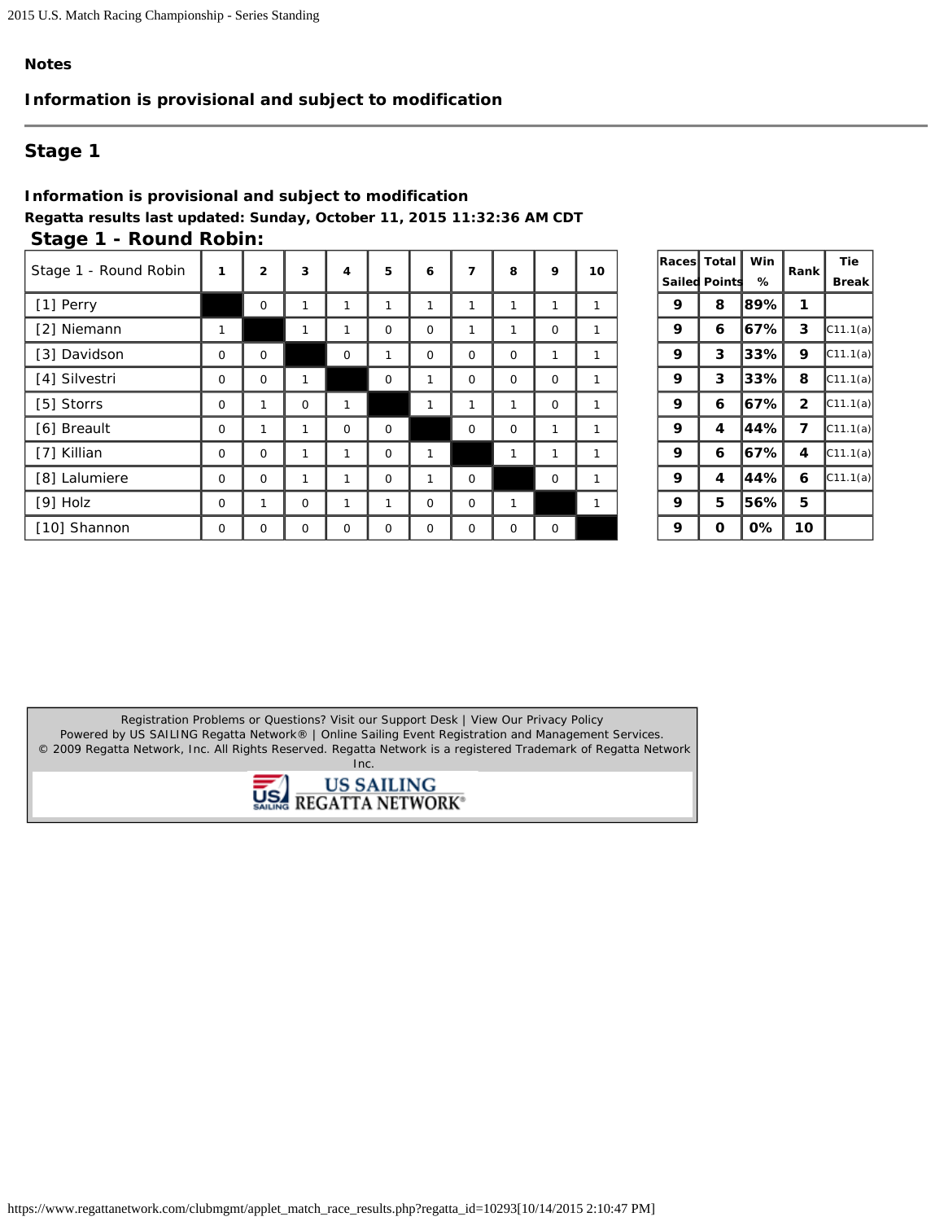## Notes

**Information is provisional and subject to modification**

---

## Stage 1

**Information is provisional and subject to modification**

**Regatta results last updated: Sunday, October 11, 2015 11:32:36 AM CDT**

### Stage 1 - Round Robin:

| Stage 1 - Round Robin | 1 | 2 | 3 | 4 | 5 | 6 | 7 | 8 | 9 | 10 | Races Sailed | Total Points | Win % | Rank | Tie Break |
|---|---|---|---|---|---|---|---|---|---|---|---|---|---|---|---|
| [1] Perry | | 0 | 1 | 1 | 1 | 1 | 1 | 1 | 1 | 1 | 9 | 8 | 89% | 1 | |
| [2] Niemann | 1 | | 1 | 1 | 0 | 0 | 1 | 1 | 0 | 1 | 9 | 6 | 67% | 3 | C11.1(a) |
| [3] Davidson | 0 | 0 | | 0 | 1 | 0 | 0 | 0 | 1 | 1 | 9 | 3 | 33% | 9 | C11.1(a) |
| [4] Silvestri | 0 | 0 | 1 | | 0 | 1 | 0 | 0 | 0 | 1 | 9 | 3 | 33% | 8 | C11.1(a) |
| [5] Storrs | 0 | 1 | 0 | 1 | | 1 | 1 | 1 | 0 | 1 | 9 | 6 | 67% | 2 | C11.1(a) |
| [6] Breault | 0 | 1 | 1 | 0 | 0 | | 0 | 0 | 1 | 1 | 9 | 4 | 44% | 7 | C11.1(a) |
| [7] Killian | 0 | 0 | 1 | 1 | 0 | 1 | | 1 | 1 | 1 | 9 | 6 | 67% | 4 | C11.1(a) |
| [8] Lalumiere | 0 | 0 | 1 | 1 | 0 | 1 | 0 | | 0 | 1 | 9 | 4 | 44% | 6 | C11.1(a) |
| [9] Holz | 0 | 1 | 0 | 1 | 1 | 0 | 0 | 1 | | 1 | 9 | 5 | 56% | 5 | |
| [10] Shannon | 0 | 0 | 0 | 0 | 0 | 0 | 0 | 0 | 0 | | 9 | 0 | 0% | 10 | |

Registration Problems or Questions? Visit our Support Desk | View Our Privacy Policy
Powered by US SAILING Regatta Network® | Online Sailing Event Registration and Management Services.
© 2009 Regatta Network, Inc. All Rights Reserved. Regatta Network is a registered Trademark of Regatta Network Inc.

US SAILING REGATTA NETWORK®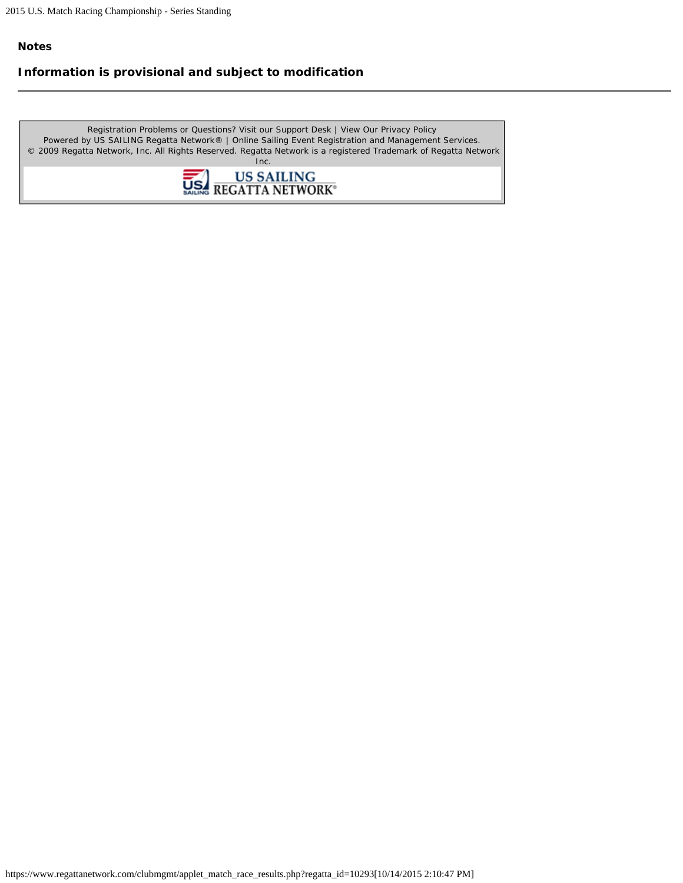**Notes**

**Information is provisional and subject to modification**

---

Registration Problems or Questions? Visit our Support Desk | View Our Privacy Policy
Powered by US SAILING Regatta Network® | Online Sailing Event Registration and Management Services.
© 2009 Regatta Network, Inc. All Rights Reserved. Regatta Network is a registered Trademark of Regatta Network Inc.

US SAILING REGATTA NETWORK®